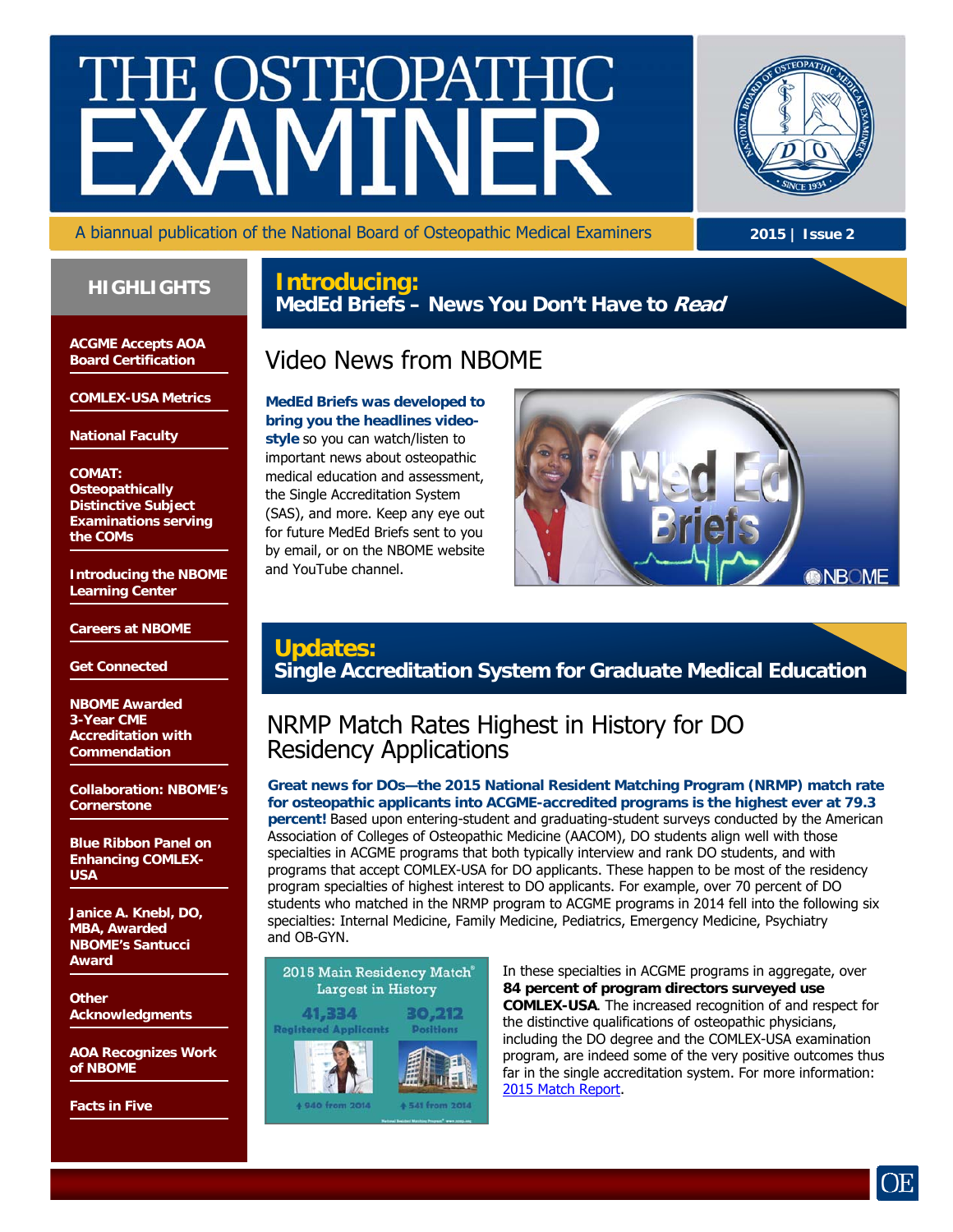# THE OSTEOPATHIC EXAMINER

A biannual publication of the National Board of Osteopathic Medical Examiners

**2015 | Issue 2**

## HIGHLIGHTS

- **ACGME Accepts AOA Board Certification**
- **COMLEX-USA Metrics**
- **National Faculty**
- **COMAT: Osteopathically Distinctive Subject Examinations serving the COMs**
- **Introducing the NBOME Learning Center**
- **Careers at NBOME**
- **Get Connected**
- **NBOME Awarded 3-Year CME Accreditation with Commendation**
- **Collaboration: NBOME's Cornerstone**
- **Blue Ribbon Panel on Enhancing COMLEX-USA**
- **Janice A. Knebl, DO, MBA, Awarded NBOME's Santucci Award**
- **Other Acknowledgments**
- **AOA Recognizes Work of NBOME**
- **Facts in Five**

## Introducing: MedEd Briefs – News You Don't Have to *Read*

### Video News from NBOME

**MedEd Briefs was developed to bring you the headlines video-style** so you can watch/listen to important news about osteopathic medical education and assessment, the Single Accreditation System (SAS), and more. Keep any eye out for future MedEd Briefs sent to you by email, or on the NBOME website and YouTube channel.

## Updates: Single Accreditation System for Graduate Medical Education

### NRMP Match Rates Highest in History for DO Residency Applications

**Great news for DOs—the 2015 National Resident Matching Program (NRMP) match rate for osteopathic applicants into ACGME-accredited programs is the highest ever at 79.3 percent!** Based upon entering-student and graduating-student surveys conducted by the American Association of Colleges of Osteopathic Medicine (AACOM), DO students align well with those specialties in ACGME programs that both typically interview and rank DO students, and with programs that accept COMLEX-USA for DO applicants. These happen to be most of the residency program specialties of highest interest to DO applicants. For example, over 70 percent of DO students who matched in the NRMP program to ACGME programs in 2014 fell into the following six specialties: Internal Medicine, Family Medicine, Pediatrics, Emergency Medicine, Psychiatry and OB-GYN.

2015 Main Residency Match® Largest in History

41,334 Registered Applicants (↑ 940 from 2014) | 30,212 Positions (↑ 541 from 2014)

National Resident Matching Program® www.nrmp.org

In these specialties in ACGME programs in aggregate, over **84 percent of program directors surveyed use COMLEX-USA**. The increased recognition of and respect for the distinctive qualifications of osteopathic physicians, including the DO degree and the COMLEX-USA examination program, are indeed some of the very positive outcomes thus far in the single accreditation system. For more information: 2015 Match Report.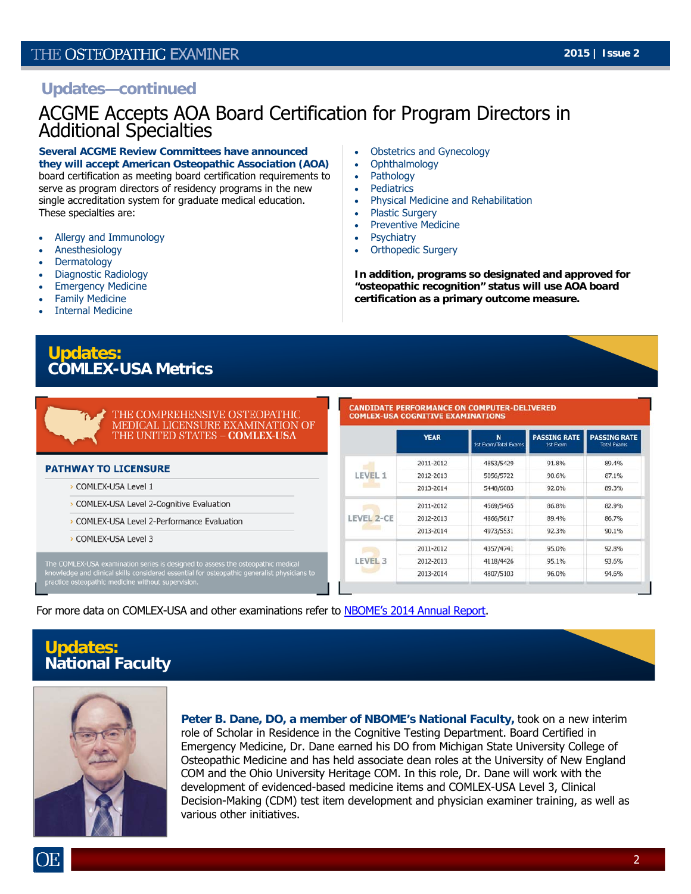## Updates—continued

# ACGME Accepts AOA Board Certification for Program Directors in Additional Specialties

**Several ACGME Review Committees have announced they will accept American Osteopathic Association (AOA)** board certification as meeting board certification requirements to serve as program directors of residency programs in the new single accreditation system for graduate medical education. These specialties are:

- Allergy and Immunology
- Anesthesiology
- Dermatology
- Diagnostic Radiology
- Emergency Medicine
- Family Medicine
- Internal Medicine
- Obstetrics and Gynecology
- Ophthalmology
- Pathology
- Pediatrics
- Physical Medicine and Rehabilitation
- Plastic Surgery
- Preventive Medicine
- Psychiatry
- Orthopedic Surgery

**In addition, programs so designated and approved for "osteopathic recognition" status will use AOA board certification as a primary outcome measure.**

## Updates: COMLEX-USA Metrics

THE COMPREHENSIVE OSTEOPATHIC MEDICAL LICENSURE EXAMINATION OF THE UNITED STATES – **COMLEX-USA**

**PATHWAY TO LICENSURE**

- COMLEX-USA Level 1
- COMLEX-USA Level 2-Cognitive Evaluation
- COMLEX-USA Level 2-Performance Evaluation
- COMLEX-USA Level 3

The COMLEX-USA examination series is designed to assess the osteopathic medical knowledge and clinical skills considered essential for osteopathic generalist physicians to practice osteopathic medicine without supervision.

**CANDIDATE PERFORMANCE ON COMPUTER-DELIVERED COMLEX-USA COGNITIVE EXAMINATIONS**

| | YEAR | N 1st Exam/Total Exams | PASSING RATE 1st Exam | PASSING RATE Total Exams |
|---|---|---|---|---|
| LEVEL 1 | 2011-2012 | 4853/5429 | 91.8% | 89.4% |
| | 2012-2013 | 5056/5722 | 90.6% | 87.1% |
| | 2013-2014 | 5448/6083 | 92.0% | 89.3% |
| LEVEL 2-CE | 2011-2012 | 4569/5465 | 86.8% | 82.9% |
| | 2012-2013 | 4866/5617 | 89.4% | 86.7% |
| | 2013-2014 | 4973/5531 | 92.3% | 90.1% |
| LEVEL 3 | 2011-2012 | 4357/4741 | 95.0% | 92.8% |
| | 2012-2013 | 4118/4426 | 95.1% | 93.6% |
| | 2013-2014 | 4807/5103 | 96.0% | 94.6% |

For more data on COMLEX-USA and other examinations refer to NBOME's 2014 Annual Report.

## Updates: National Faculty

**Peter B. Dane, DO, a member of NBOME's National Faculty,** took on a new interim role of Scholar in Residence in the Cognitive Testing Department. Board Certified in Emergency Medicine, Dr. Dane earned his DO from Michigan State University College of Osteopathic Medicine and has held associate dean roles at the University of New England COM and the Ohio University Heritage COM. In this role, Dr. Dane will work with the development of evidenced-based medicine items and COMLEX-USA Level 3, Clinical Decision-Making (CDM) test item development and physician examiner training, as well as various other initiatives.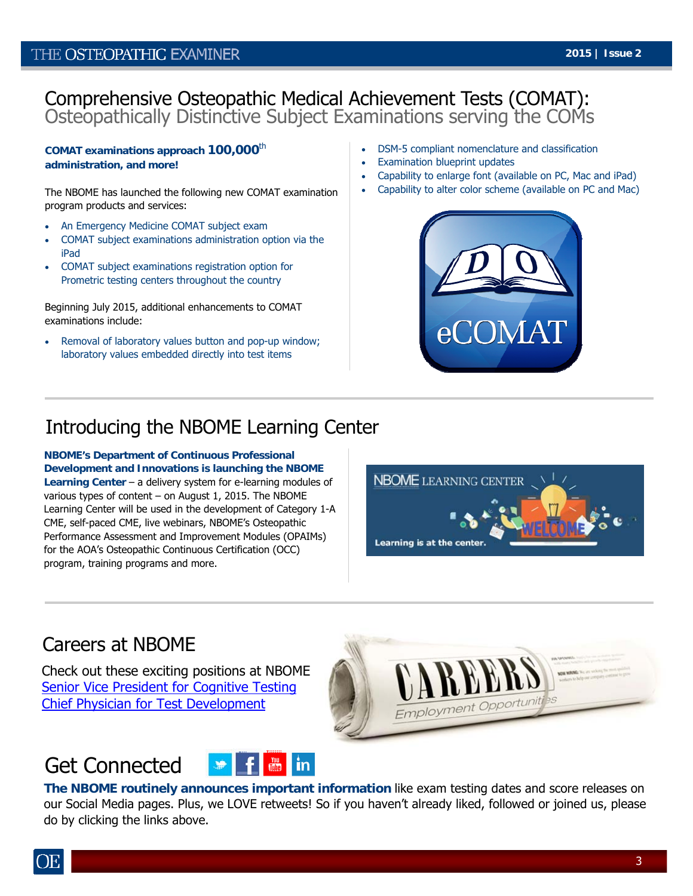# Comprehensive Osteopathic Medical Achievement Tests (COMAT): Osteopathically Distinctive Subject Examinations serving the COMs

**COMAT examinations approach 100,000th administration, and more!**

The NBOME has launched the following new COMAT examination program products and services:

- An Emergency Medicine COMAT subject exam
- COMAT subject examinations administration option via the iPad
- COMAT subject examinations registration option for Prometric testing centers throughout the country

Beginning July 2015, additional enhancements to COMAT examinations include:

- Removal of laboratory values button and pop-up window; laboratory values embedded directly into test items
- DSM-5 compliant nomenclature and classification
- Examination blueprint updates
- Capability to enlarge font (available on PC, Mac and iPad)
- Capability to alter color scheme (available on PC and Mac)

## Introducing the NBOME Learning Center

**NBOME's Department of Continuous Professional Development and Innovations is launching the NBOME Learning Center** – a delivery system for e-learning modules of various types of content – on August 1, 2015. The NBOME Learning Center will be used in the development of Category 1-A CME, self-paced CME, live webinars, NBOME's Osteopathic Performance Assessment and Improvement Modules (OPAIMs) for the AOA's Osteopathic Continuous Certification (OCC) program, training programs and more.

## Careers at NBOME

Check out these exciting positions at NBOME

Senior Vice President for Cognitive Testing

Chief Physician for Test Development

## Get Connected

**The NBOME routinely announces important information** like exam testing dates and score releases on our Social Media pages. Plus, we LOVE retweets! So if you haven't already liked, followed or joined us, please do by clicking the links above.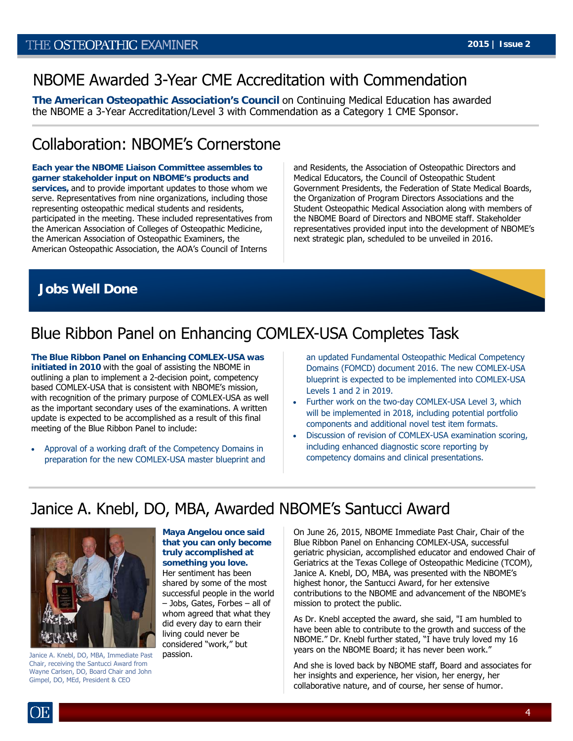# NBOME Awarded 3-Year CME Accreditation with Commendation

**The American Osteopathic Association's Council** on Continuing Medical Education has awarded the NBOME a 3-Year Accreditation/Level 3 with Commendation as a Category 1 CME Sponsor.

# Collaboration: NBOME's Cornerstone

**Each year the NBOME Liaison Committee assembles to garner stakeholder input on NBOME's products and services,** and to provide important updates to those whom we serve. Representatives from nine organizations, including those representing osteopathic medical students and residents, participated in the meeting. These included representatives from the American Association of Colleges of Osteopathic Medicine, the American Association of Osteopathic Examiners, the American Osteopathic Association, the AOA's Council of Interns and Residents, the Association of Osteopathic Directors and Medical Educators, the Council of Osteopathic Student Government Presidents, the Federation of State Medical Boards, the Organization of Program Directors Associations and the Student Osteopathic Medical Association along with members of the NBOME Board of Directors and NBOME staff. Stakeholder representatives provided input into the development of NBOME's next strategic plan, scheduled to be unveiled in 2016.

## Jobs Well Done

# Blue Ribbon Panel on Enhancing COMLEX-USA Completes Task

**The Blue Ribbon Panel on Enhancing COMLEX-USA was initiated in 2010** with the goal of assisting the NBOME in outlining a plan to implement a 2-decision point, competency based COMLEX-USA that is consistent with NBOME's mission, with recognition of the primary purpose of COMLEX-USA as well as the important secondary uses of the examinations. A written update is expected to be accomplished as a result of this final meeting of the Blue Ribbon Panel to include:

- Approval of a working draft of the Competency Domains in preparation for the new COMLEX-USA master blueprint and an updated Fundamental Osteopathic Medical Competency Domains (FOMCD) document 2016. The new COMLEX-USA blueprint is expected to be implemented into COMLEX-USA Levels 1 and 2 in 2019.
- Further work on the two-day COMLEX-USA Level 3, which will be implemented in 2018, including potential portfolio components and additional novel test item formats.
- Discussion of revision of COMLEX-USA examination scoring, including enhanced diagnostic score reporting by competency domains and clinical presentations.

# Janice A. Knebl, DO, MBA, Awarded NBOME's Santucci Award

Janice A. Knebl, DO, MBA, Immediate Past Chair, receiving the Santucci Award from Wayne Carlsen, DO, Board Chair and John Gimpel, DO, MEd, President & CEO

**Maya Angelou once said that you can only become truly accomplished at something you love.** Her sentiment has been shared by some of the most successful people in the world – Jobs, Gates, Forbes – all of whom agreed that what they did every day to earn their living could never be considered "work," but passion.

On June 26, 2015, NBOME Immediate Past Chair, Chair of the Blue Ribbon Panel on Enhancing COMLEX-USA, successful geriatric physician, accomplished educator and endowed Chair of Geriatrics at the Texas College of Osteopathic Medicine (TCOM), Janice A. Knebl, DO, MBA, was presented with the NBOME's highest honor, the Santucci Award, for her extensive contributions to the NBOME and advancement of the NBOME's mission to protect the public.

As Dr. Knebl accepted the award, she said, "I am humbled to have been able to contribute to the growth and success of the NBOME." Dr. Knebl further stated, "I have truly loved my 16 years on the NBOME Board; it has never been work."

And she is loved back by NBOME staff, Board and associates for her insights and experience, her vision, her energy, her collaborative nature, and of course, her sense of humor.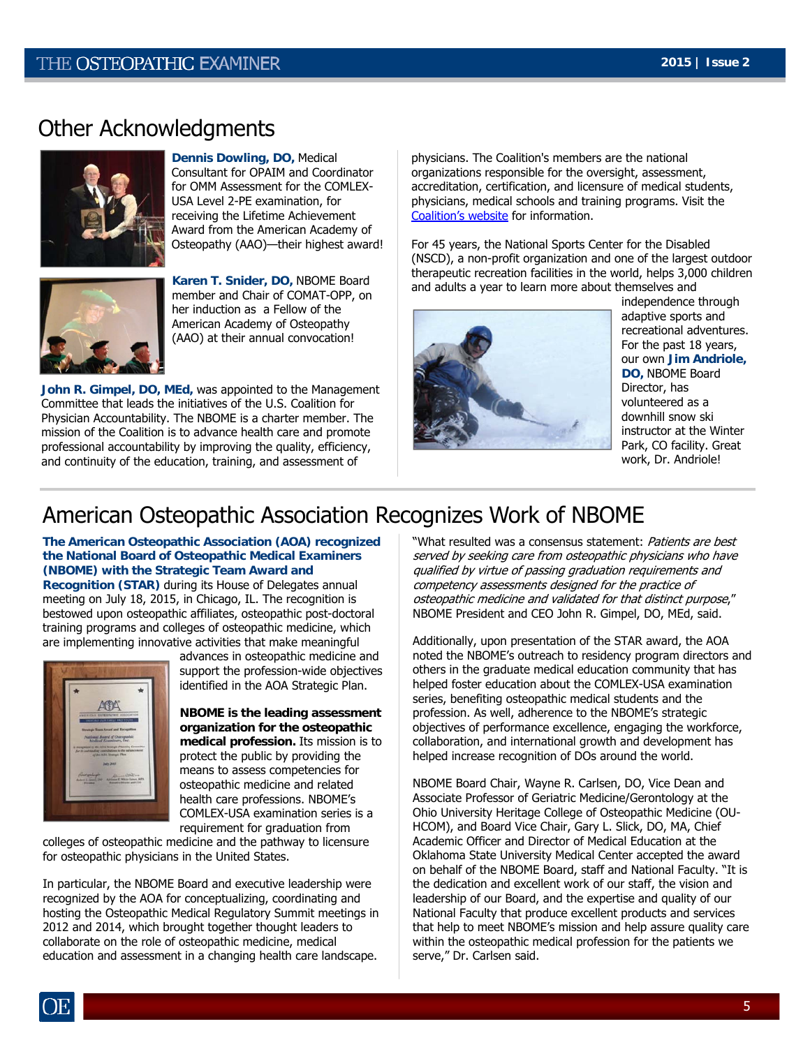## Other Acknowledgments

**Dennis Dowling, DO,** Medical Consultant for OPAIM and Coordinator for OMM Assessment for the COMLEX-USA Level 2-PE examination, for receiving the Lifetime Achievement Award from the American Academy of Osteopathy (AAO)—their highest award!

**Karen T. Snider, DO,** NBOME Board member and Chair of COMAT-OPP, on her induction as a Fellow of the American Academy of Osteopathy (AAO) at their annual convocation!

**John R. Gimpel, DO, MEd,** was appointed to the Management Committee that leads the initiatives of the U.S. Coalition for Physician Accountability. The NBOME is a charter member. The mission of the Coalition is to advance health care and promote professional accountability by improving the quality, efficiency, and continuity of the education, training, and assessment of physicians. The Coalition's members are the national organizations responsible for the oversight, assessment, accreditation, certification, and licensure of medical students, physicians, medical schools and training programs. Visit the Coalition's website for information.

For 45 years, the National Sports Center for the Disabled (NSCD), a non-profit organization and one of the largest outdoor therapeutic recreation facilities in the world, helps 3,000 children and adults a year to learn more about themselves and independence through adaptive sports and recreational adventures. For the past 18 years, our own **Jim Andriole, DO,** NBOME Board Director, has volunteered as a downhill snow ski instructor at the Winter Park, CO facility. Great work, Dr. Andriole!

## American Osteopathic Association Recognizes Work of NBOME

**The American Osteopathic Association (AOA) recognized the National Board of Osteopathic Medical Examiners (NBOME) with the Strategic Team Award and Recognition (STAR)** during its House of Delegates annual meeting on July 18, 2015, in Chicago, IL. The recognition is bestowed upon osteopathic affiliates, osteopathic post-doctoral training programs and colleges of osteopathic medicine, which are implementing innovative activities that make meaningful advances in osteopathic medicine and support the profession-wide objectives identified in the AOA Strategic Plan.

**NBOME is the leading assessment organization for the osteopathic medical profession.** Its mission is to protect the public by providing the means to assess competencies for osteopathic medicine and related health care professions. NBOME's COMLEX-USA examination series is a requirement for graduation from colleges of osteopathic medicine and the pathway to licensure for osteopathic physicians in the United States.

In particular, the NBOME Board and executive leadership were recognized by the AOA for conceptualizing, coordinating and hosting the Osteopathic Medical Regulatory Summit meetings in 2012 and 2014, which brought together thought leaders to collaborate on the role of osteopathic medicine, medical education and assessment in a changing health care landscape.

"What resulted was a consensus statement: *Patients are best served by seeking care from osteopathic physicians who have qualified by virtue of passing graduation requirements and competency assessments designed for the practice of osteopathic medicine and validated for that distinct purpose*," NBOME President and CEO John R. Gimpel, DO, MEd, said.

Additionally, upon presentation of the STAR award, the AOA noted the NBOME's outreach to residency program directors and others in the graduate medical education community that has helped foster education about the COMLEX-USA examination series, benefiting osteopathic medical students and the profession. As well, adherence to the NBOME's strategic objectives of performance excellence, engaging the workforce, collaboration, and international growth and development has helped increase recognition of DOs around the world.

NBOME Board Chair, Wayne R. Carlsen, DO, Vice Dean and Associate Professor of Geriatric Medicine/Gerontology at the Ohio University Heritage College of Osteopathic Medicine (OU-HCOM), and Board Vice Chair, Gary L. Slick, DO, MA, Chief Academic Officer and Director of Medical Education at the Oklahoma State University Medical Center accepted the award on behalf of the NBOME Board, staff and National Faculty. "It is the dedication and excellent work of our staff, the vision and leadership of our Board, and the expertise and quality of our National Faculty that produce excellent products and services that help to meet NBOME's mission and help assure quality care within the osteopathic medical profession for the patients we serve," Dr. Carlsen said.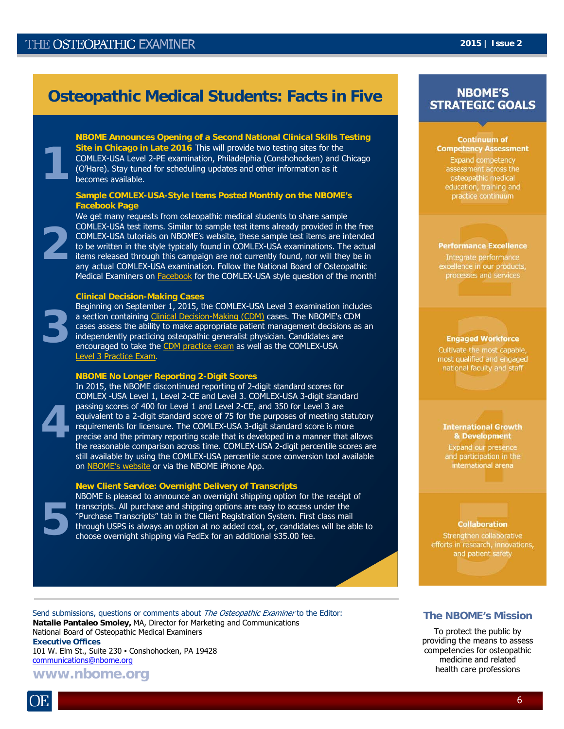# Osteopathic Medical Students: Facts in Five

**1**

**NBOME Announces Opening of a Second National Clinical Skills Testing Site in Chicago in Late 2016** This will provide two testing sites for the COMLEX-USA Level 2-PE examination, Philadelphia (Conshohocken) and Chicago (O'Hare). Stay tuned for scheduling updates and other information as it becomes available.

**2**

**Sample COMLEX-USA-Style Items Posted Monthly on the NBOME's Facebook Page**

We get many requests from osteopathic medical students to share sample COMLEX-USA test items. Similar to sample test items already provided in the free COMLEX-USA tutorials on NBOME's website, these sample test items are intended to be written in the style typically found in COMLEX-USA examinations. The actual items released through this campaign are not currently found, nor will they be in any actual COMLEX-USA examination. Follow the National Board of Osteopathic Medical Examiners on Facebook for the COMLEX-USA style question of the month!

**3**

**Clinical Decision-Making Cases**

Beginning on September 1, 2015, the COMLEX-USA Level 3 examination includes a section containing Clinical Decision-Making (CDM) cases. The NBOME's CDM cases assess the ability to make appropriate patient management decisions as an independently practicing osteopathic generalist physician. Candidates are encouraged to take the CDM practice exam as well as the COMLEX-USA Level 3 Practice Exam.

**4**

**NBOME No Longer Reporting 2-Digit Scores**

In 2015, the NBOME discontinued reporting of 2-digit standard scores for COMLEX -USA Level 1, Level 2-CE and Level 3. COMLEX-USA 3-digit standard passing scores of 400 for Level 1 and Level 2-CE, and 350 for Level 3 are equivalent to a 2-digit standard score of 75 for the purposes of meeting statutory requirements for licensure. The COMLEX-USA 3-digit standard score is more precise and the primary reporting scale that is developed in a manner that allows the reasonable comparison across time. COMLEX-USA 2-digit percentile scores are still available by using the COMLEX-USA percentile score conversion tool available on NBOME's website or via the NBOME iPhone App.

**5**

**New Client Service: Overnight Delivery of Transcripts**

NBOME is pleased to announce an overnight shipping option for the receipt of transcripts. All purchase and shipping options are easy to access under the "Purchase Transcripts" tab in the Client Registration System. First class mail through USPS is always an option at no added cost, or, candidates will be able to choose overnight shipping via FedEx for an additional $35.00 fee.

## NBOME'S STRATEGIC GOALS

**1. Continuum of Competency Assessment**
Expand competency assessment across the osteopathic medical education, training and practice continuum

**2. Performance Excellence**
Integrate performance excellence in our products, processes and services

**3. Engaged Workforce**
Cultivate the most capable, most qualified and engaged national faculty and staff

**4. International Growth & Development**
Expand our presence and participation in the international arena

**5. Collaboration**
Strengthen collaborative efforts in research, innovations, and patient safety

Send submissions, questions or comments about *The Osteopathic Examiner* to the Editor:
**Natalie Pantaleo Smoley,** MA, Director for Marketing and Communications
National Board of Osteopathic Medical Examiners
**Executive Offices**
101 W. Elm St., Suite 230 ▪ Conshohocken, PA 19428
communications@nbome.org

**www.nbome.org**

## The NBOME's Mission

To protect the public by providing the means to assess competencies for osteopathic medicine and related health care professions